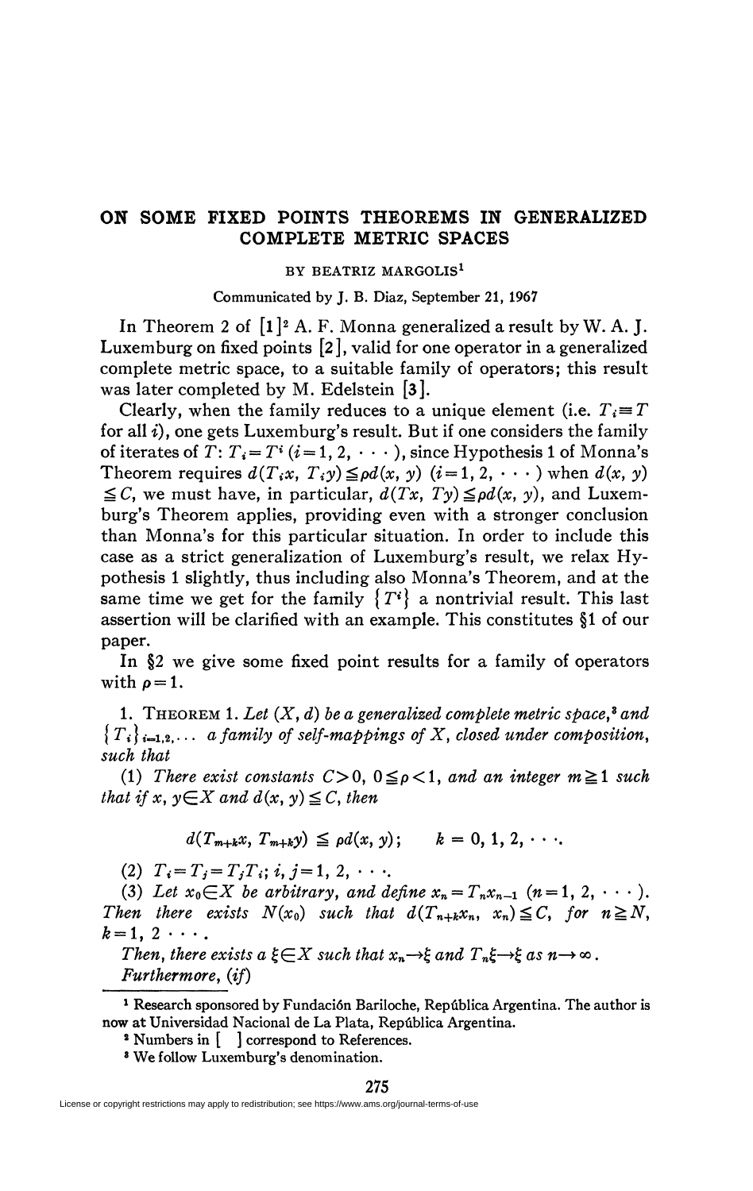# ON SOME FIXED POINTS THEOREMS IN GENERALIZED COMPLETE METRIC SPACES

BY BEATRIZ MARGOLIS[1]

Communicated by J. B. Diaz, September 21, 1967

In Theorem 2 of [1][2] A. F. Monna generalized a result by W. A. J. Luxemburg on fixed points [2], valid for one operator in a generalized complete metric space, to a suitable family of operators; this result was later completed by M. Edelstein [3].

Clearly, when the family reduces to a unique element (i.e. $T_i \equiv T$ for all $i$), one gets Luxemburg's result. But if one considers the family of iterates of $T$: $T_i = T^i$ $(i=1, 2, \cdots)$, since Hypothesis 1 of Monna's Theorem requires $d(T_i x, T_i y) \leqq \rho d(x, y)$ $(i=1, 2, \cdots)$ when $d(x, y) \leqq C$, we must have, in particular, $d(Tx, Ty) \leqq \rho d(x, y)$, and Luxemburg's Theorem applies, providing even with a stronger conclusion than Monna's for this particular situation. In order to include this case as a strict generalization of Luxemburg's result, we relax Hypothesis 1 slightly, thus including also Monna's Theorem, and at the same time we get for the family $\{T^i\}$ a nontrivial result. This last assertion will be clarified with an example. This constitutes §1 of our paper.

In §2 we give some fixed point results for a family of operators with $\rho = 1$.

1. THEOREM 1. *Let $(X, d)$ be a generalized complete metric space,*[3] *and $\{T_i\}_{i=1,2,\cdots}$ a family of self-mappings of $X$, closed under composition, such that*

(1) *There exist constants $C > 0$, $0 \leqq \rho < 1$, and an integer $m \geqq 1$ such that if $x, y \in X$ and $d(x, y) \leqq C$, then*

$$d(T_{m+k}x, T_{m+k}y) \leqq \rho d(x, y); \qquad k = 0, 1, 2, \cdots.$$

(2) *$T_i = T_j = T_j T_i$; $i, j = 1, 2, \cdots$.*

(3) *Let $x_0 \in X$ be arbitrary, and define $x_n = T_n x_{n-1}$ $(n = 1, 2, \cdots)$. Then there exists $N(x_0)$ such that $d(T_{n+k}x_n, x_n) \leqq C$, for $n \geqq N$, $k = 1, 2 \cdots$.*

*Then, there exists a $\xi \in X$ such that $x_n \to \xi$ and $T_n \xi \to \xi$ as $n \to \infty$.*

*Furthermore, (if)*

---

[1] Research sponsored by Fundación Bariloche, República Argentina. The author is now at Universidad Nacional de La Plata, República Argentina.

[2] Numbers in [ ] correspond to References.

[3] We follow Luxemburg's denomination.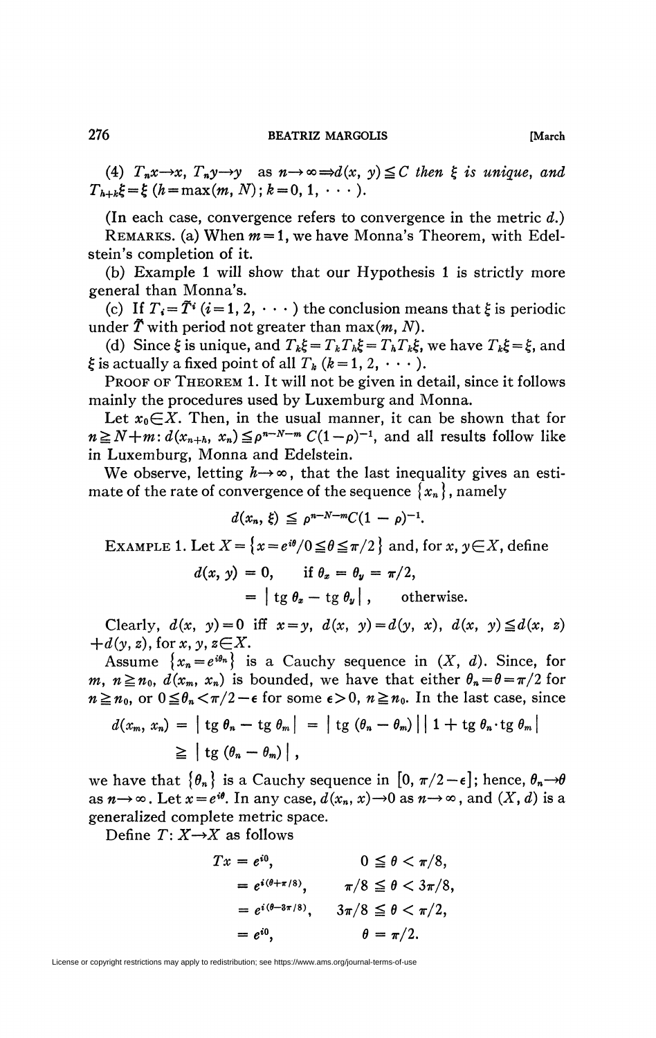(4) $T_n x \to x$, $T_n y \to y$ as $n \to \infty \Rightarrow d(x, y) \leq C$ *then* $\xi$ *is unique, and* $T_{h+k}\xi = \xi$ ($h = \max(m, N)$; $k = 0, 1, \cdots$).

(In each case, convergence refers to convergence in the metric $d$.)

REMARKS. (a) When $m = 1$, we have Monna's Theorem, with Edelstein's completion of it.

(b) Example 1 will show that our Hypothesis 1 is strictly more general than Monna's.

(c) If $T_i = \bar{T}^i$ ($i = 1, 2, \cdots$) the conclusion means that $\xi$ is periodic under $\bar{T}$ with period not greater than $\max(m, N)$.

(d) Since $\xi$ is unique, and $T_k\xi = T_k T_h \xi = T_h T_k \xi$, we have $T_k \xi = \xi$, and $\xi$ is actually a fixed point of all $T_k$ ($k = 1, 2, \cdots$).

PROOF OF THEOREM 1. It will not be given in detail, since it follows mainly the procedures used by Luxemburg and Monna.

Let $x_0 \in X$. Then, in the usual manner, it can be shown that for $n \geq N + m$: $d(x_{n+h}, x_n) \leq \rho^{n-N-m} C(1-\rho)^{-1}$, and all results follow like in Luxemburg, Monna and Edelstein.

We observe, letting $h \to \infty$, that the last inequality gives an estimate of the rate of convergence of the sequence $\{x_n\}$, namely

$$d(x_n, \xi) \leq \rho^{n-N-m} C(1-\rho)^{-1}.$$

EXAMPLE 1. Let $X = \{x = e^{i\theta} / 0 \leq \theta \leq \pi/2\}$ and, for $x, y \in X$, define

$$d(x, y) = 0, \qquad \text{if } \theta_x = \theta_y = \pi/2,$$
$$= |\operatorname{tg} \theta_x - \operatorname{tg} \theta_y|, \qquad \text{otherwise.}$$

Clearly, $d(x, y) = 0$ iff $x = y$, $d(x, y) = d(y, x)$, $d(x, y) \leq d(x, z) + d(y, z)$, for $x, y, z \in X$.

Assume $\{x_n = e^{i\theta_n}\}$ is a Cauchy sequence in $(X, d)$. Since, for $m, n \geq n_0$, $d(x_m, x_n)$ is bounded, we have that either $\theta_n = \theta = \pi/2$ for $n \geq n_0$, or $0 \leq \theta_n < \pi/2 - \epsilon$ for some $\epsilon > 0$, $n \geq n_0$. In the last case, since

$$d(x_m, x_n) = |\operatorname{tg} \theta_n - \operatorname{tg} \theta_m| = |\operatorname{tg}(\theta_n - \theta_m)|\,|1 + \operatorname{tg} \theta_n \cdot \operatorname{tg} \theta_m|$$
$$\geq |\operatorname{tg}(\theta_n - \theta_m)|,$$

we have that $\{\theta_n\}$ is a Cauchy sequence in $[0, \pi/2 - \epsilon]$; hence, $\theta_n \to \theta$ as $n \to \infty$. Let $x = e^{i\theta}$. In any case, $d(x_n, x) \to 0$ as $n \to \infty$, and $(X, d)$ is a generalized complete metric space.

Define $T: X \to X$ as follows

$$\begin{aligned}
Tx &= e^{i0}, & 0 &\leq \theta < \pi/8, \\
&= e^{i(\theta + \pi/8)}, & \pi/8 &\leq \theta < 3\pi/8, \\
&= e^{i(\theta - 3\pi/8)}, & 3\pi/8 &\leq \theta < \pi/2, \\
&= e^{i0}, & \theta &= \pi/2.
\end{aligned}$$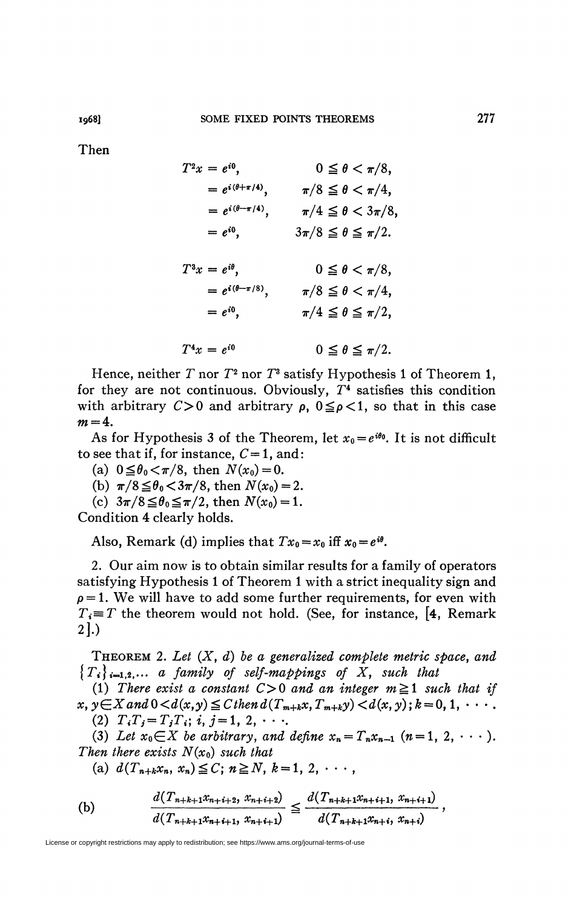Then

$$
\begin{aligned}
T^2x &= e^{i0}, & 0 &\leqq \theta < \pi/8, \\
&= e^{i(\theta+\pi/4)}, & \pi/8 &\leqq \theta < \pi/4, \\
&= e^{i(\theta-\pi/4)}, & \pi/4 &\leqq \theta < 3\pi/8, \\
&= e^{i0}, & 3\pi/8 &\leqq \theta \leqq \pi/2.
\end{aligned}
$$

$$
\begin{aligned}
T^3x &= e^{i\theta}, & 0 &\leqq \theta < \pi/8, \\
&= e^{i(\theta-\pi/8)}, & \pi/8 &\leqq \theta < \pi/4, \\
&= e^{i0}, & \pi/4 &\leqq \theta \leqq \pi/2,
\end{aligned}
$$

$$
T^4x = e^{i0} \qquad 0 \leqq \theta \leqq \pi/2.
$$

Hence, neither $T$ nor $T^2$ nor $T^3$ satisfy Hypothesis 1 of Theorem 1, for they are not continuous. Obviously, $T^4$ satisfies this condition with arbitrary $C>0$ and arbitrary $\rho$, $0 \leqq \rho < 1$, so that in this case $m=4$.

As for Hypothesis 3 of the Theorem, let $x_0 = e^{i\theta_0}$. It is not difficult to see that if, for instance, $C=1$, and:

(a) $0 \leqq \theta_0 < \pi/8$, then $N(x_0)=0$.

(b) $\pi/8 \leqq \theta_0 < 3\pi/8$, then $N(x_0)=2$.

(c) $3\pi/8 \leqq \theta_0 \leqq \pi/2$, then $N(x_0)=1$.

Condition 4 clearly holds.

Also, Remark (d) implies that $Tx_0 = x_0$ iff $x_0 = e^{i\theta}$.

2. Our aim now is to obtain similar results for a family of operators satisfying Hypothesis 1 of Theorem 1 with a strict inequality sign and $\rho = 1$. We will have to add some further requirements, for even with $T_i \equiv T$ the theorem would not hold. (See, for instance, [4, Remark 2].)

THEOREM 2. *Let $(X, d)$ be a generalized complete metric space, and $\{T_i\}_{i=1,2,\cdots}$ a family of self-mappings of $X$, such that*

*(1) There exist a constant $C>0$ and an integer $m \geqq 1$ such that if $x, y \in X$ and $0 < d(x,y) \leqq C$ then $d(T_{m+k}x, T_{m+k}y) < d(x,y)$; $k=0, 1, \cdots$.*

*(2) $T_iT_j = T_jT_i$; $i, j = 1, 2, \cdots$.*

*(3) Let $x_0 \in X$ be arbitrary, and define $x_n = T_n x_{n-1}$ $(n=1, 2, \cdots)$. Then there exists $N(x_0)$ such that*

*(a) $d(T_{n+k}x_n, x_n) \leqq C$; $n \geqq N$, $k = 1, 2, \cdots$,*

$$
\text{(b)} \qquad \frac{d(T_{n+k+1}x_{n+i+2},\, x_{n+i+2})}{d(T_{n+k+1}x_{n+i+1},\, x_{n+i+1})} \leqq \frac{d(T_{n+k+1}x_{n+i+1},\, x_{n+i+1})}{d(T_{n+k+1}x_{n+i},\, x_{n+i})},
$$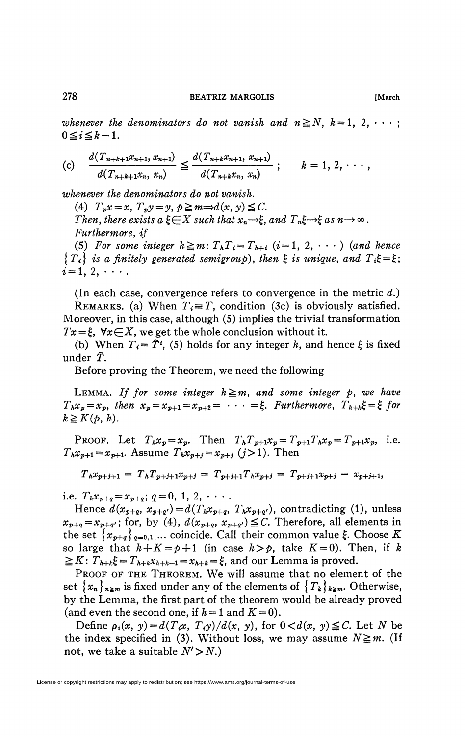*whenever the denominators do not vanish and* $n \geqq N$, $k = 1, 2, \cdots$; $0 \leqq i \leqq k-1$.

$$\text{(c)} \qquad \frac{d(T_{n+k+1}x_{n+1}, x_{n+1})}{d(T_{n+k+1}x_n, x_n)} \leqq \frac{d(T_{n+k}x_{n+1}, x_{n+1})}{d(T_{n+k}x_n, x_n)}; \qquad k = 1, 2, \cdots,$$

*whenever the denominators do not vanish.*

(4) $T_p x = x$, $T_p y = y$, $p \geqq m \Rightarrow d(x, y) \leqq C$.

*Then, there exists a* $\xi \in X$ *such that* $x_n \to \xi$, *and* $T_n \xi \to \xi$ *as* $n \to \infty$.

*Furthermore, if*

(5) *For some integer* $h \geqq m$: $T_h T_i = T_{h+i}$ $(i = 1, 2, \cdots)$ *(and hence* $\{T_i\}$ *is a finitely generated semigroup), then* $\xi$ *is unique, and* $T_i \xi = \xi$; $i = 1, 2, \cdots$.

(In each case, convergence refers to convergence in the metric $d$.)

REMARKS. (a) When $T_i \equiv T$, condition (3c) is obviously satisfied. Moreover, in this case, although (5) implies the trivial transformation $Tx = \xi$, $\forall x \in X$, we get the whole conclusion without it.

(b) When $T_i = \tilde{T}^i$, (5) holds for any integer $h$, and hence $\xi$ is fixed under $\tilde{T}$.

Before proving the Theorem, we need the following

LEMMA. *If for some integer* $h \geqq m$, *and some integer* $p$, *we have* $T_h x_p = x_p$, *then* $x_p = x_{p+1} = x_{p+2} = \cdots = \xi$. *Furthermore,* $T_{h+k}\xi = \xi$ *for* $k \geqq K(p, h)$.

PROOF. Let $T_h x_p = x_p$. Then $T_h T_{p+1} x_p = T_{p+1} T_h x_p = T_{p+1} x_p$, i.e. $T_h x_{p+1} = x_{p+1}$. Assume $T_h x_{p+j} = x_{p+j}$ $(j > 1)$. Then

$$T_h x_{p+j+1} = T_h T_{p+j+1} x_{p+j} = T_{p+j+1} T_h x_{p+j} = T_{p+j+1} x_{p+j} = x_{p+j+1},$$

i.e. $T_h x_{p+q} = x_{p+q}$; $q = 0, 1, 2, \cdots$.

Hence $d(x_{p+q}, x_{p+q'}) = d(T_h x_{p+q}, T_h x_{p+q'})$, contradicting (1), unless $x_{p+q} = x_{p+q'}$; for, by (4), $d(x_{p+q}, x_{p+q'}) \leqq C$. Therefore, all elements in the set $\{x_{p+q}\}_{q=0,1,\ldots}$ coincide. Call their common value $\xi$. Choose $K$ so large that $h + K = p + 1$ (in case $h > p$, take $K = 0$). Then, if $k \geqq K$: $T_{h+k}\xi = T_{h+k} x_{h+k-1} = x_{h+k} = \xi$, and our Lemma is proved.

PROOF OF THE THEOREM. We will assume that no element of the set $\{x_n\}_{n \geqq m}$ is fixed under any of the elements of $\{T_k\}_{k \geqq m}$. Otherwise, by the Lemma, the first part of the theorem would be already proved (and even the second one, if $h = 1$ and $K = 0$).

Define $\rho_i(x, y) = d(T_i x, T_i y)/d(x, y)$, for $0 < d(x, y) \leqq C$. Let $N$ be the index specified in (3). Without loss, we may assume $N \geqq m$. (If not, we take a suitable $N' > N$.)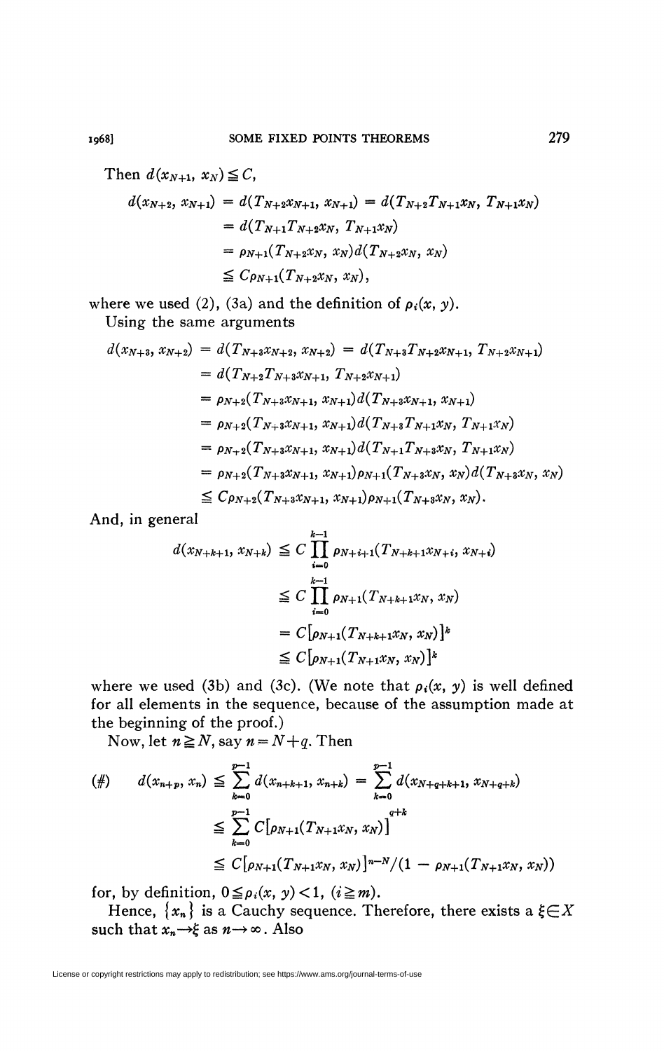Then $d(x_{N+1}, x_N) \leqq C$,

$$
\begin{aligned}
d(x_{N+2}, x_{N+1}) &= d(T_{N+2}x_{N+1}, x_{N+1}) = d(T_{N+2}T_{N+1}x_N, T_{N+1}x_N) \\
&= d(T_{N+1}T_{N+2}x_N, T_{N+1}x_N) \\
&= \rho_{N+1}(T_{N+2}x_N, x_N)d(T_{N+2}x_N, x_N) \\
&\leqq C\rho_{N+1}(T_{N+2}x_N, x_N),
\end{aligned}
$$

where we used (2), (3a) and the definition of $\rho_i(x, y)$.

Using the same arguments

$$
\begin{aligned}
d(x_{N+3}, x_{N+2}) &= d(T_{N+3}x_{N+2}, x_{N+2}) = d(T_{N+3}T_{N+2}x_{N+1}, T_{N+2}x_{N+1}) \\
&= d(T_{N+2}T_{N+3}x_{N+1}, T_{N+2}x_{N+1}) \\
&= \rho_{N+2}(T_{N+3}x_{N+1}, x_{N+1})d(T_{N+3}x_{N+1}, x_{N+1}) \\
&= \rho_{N+2}(T_{N+3}x_{N+1}, x_{N+1})d(T_{N+3}T_{N+1}x_N, T_{N+1}x_N) \\
&= \rho_{N+2}(T_{N+3}x_{N+1}, x_{N+1})d(T_{N+1}T_{N+3}x_N, T_{N+1}x_N) \\
&= \rho_{N+2}(T_{N+3}x_{N+1}, x_{N+1})\rho_{N+1}(T_{N+3}x_N, x_N)d(T_{N+3}x_N, x_N) \\
&\leqq C\rho_{N+2}(T_{N+3}x_{N+1}, x_{N+1})\rho_{N+1}(T_{N+3}x_N, x_N).
\end{aligned}
$$

And, in general

$$
\begin{aligned}
d(x_{N+k+1}, x_{N+k}) &\leqq C\prod_{i=0}^{k-1} \rho_{N+i+1}(T_{N+k+1}x_{N+i}, x_{N+i}) \\
&\leqq C\prod_{i=0}^{k-1} \rho_{N+1}(T_{N+k+1}x_N, x_N) \\
&= C[\rho_{N+1}(T_{N+k+1}x_N, x_N)]^k \\
&\leqq C[\rho_{N+1}(T_{N+1}x_N, x_N)]^k
\end{aligned}
$$

where we used (3b) and (3c). (We note that $\rho_i(x, y)$ is well defined for all elements in the sequence, because of the assumption made at the beginning of the proof.)

Now, let $n \geqq N$, say $n = N+q$. Then

$$
\begin{aligned}
(\#) \qquad d(x_{n+p}, x_n) &\leqq \sum_{k=0}^{p-1} d(x_{n+k+1}, x_{n+k}) = \sum_{k=0}^{p-1} d(x_{N+q+k+1}, x_{N+q+k}) \\
&\leqq \sum_{k=0}^{p-1} C[\rho_{N+1}(T_{N+1}x_N, x_N)]^{q+k} \\
&\leqq C[\rho_{N+1}(T_{N+1}x_N, x_N)]^{n-N}/(1 - \rho_{N+1}(T_{N+1}x_N, x_N))
\end{aligned}
$$

for, by definition, $0 \leqq \rho_i(x, y) < 1$, $(i \geqq m)$.

Hence, $\{x_n\}$ is a Cauchy sequence. Therefore, there exists a $\xi \in X$ such that $x_n \to \xi$ as $n \to \infty$. Also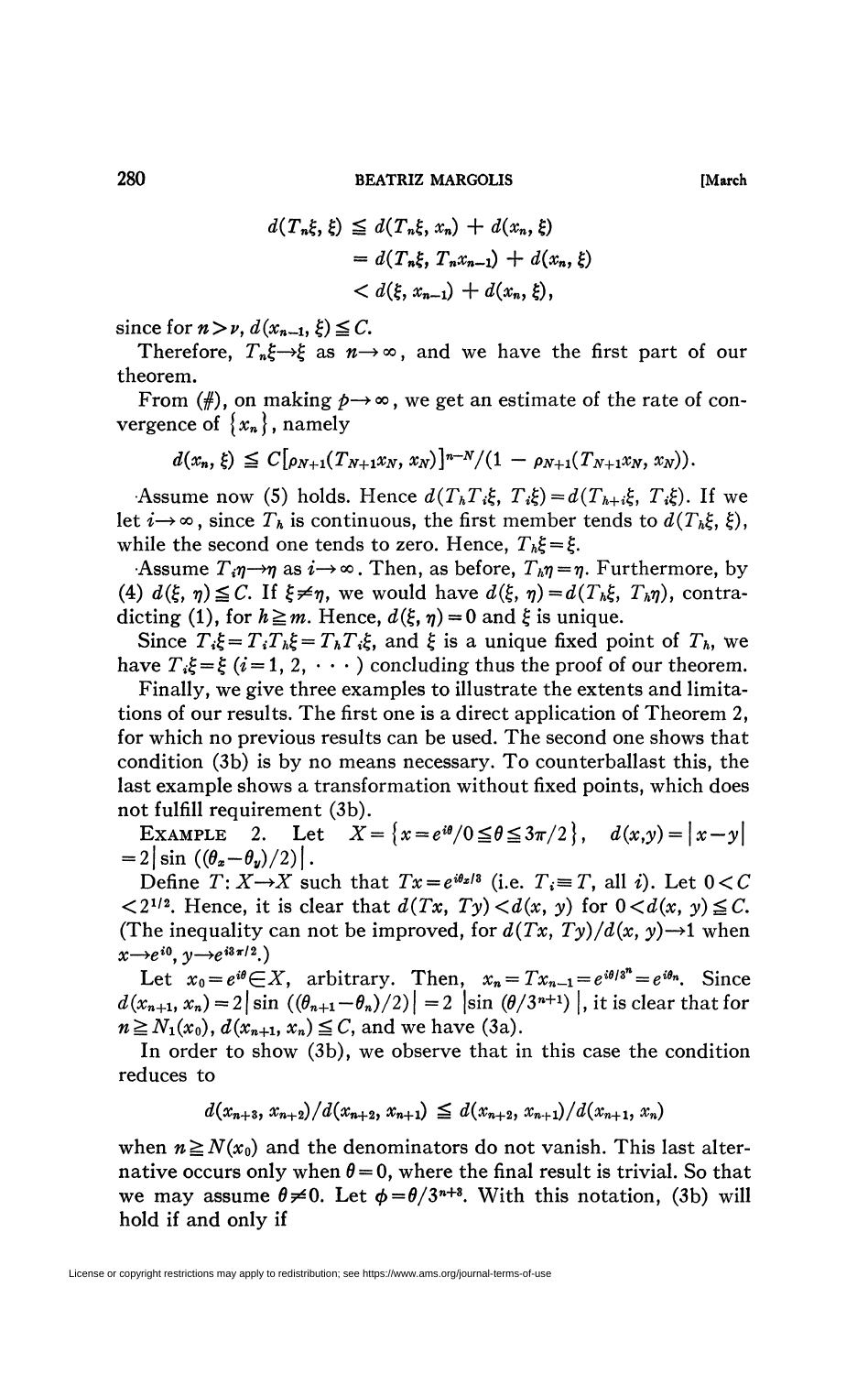$$
\begin{aligned}
d(T_n\xi, \xi) &\leq d(T_n\xi, x_n) + d(x_n, \xi) \\
&= d(T_n\xi, T_n x_{n-1}) + d(x_n, \xi) \\
&< d(\xi, x_{n-1}) + d(x_n, \xi),
\end{aligned}
$$

since for $n > \nu$, $d(x_{n-1}, \xi) \leq C$.

Therefore, $T_n\xi \to \xi$ as $n \to \infty$, and we have the first part of our theorem.

From (#), on making $p \to \infty$, we get an estimate of the rate of convergence of $\{x_n\}$, namely

$$
d(x_n, \xi) \leq C[\rho_{N+1}(T_{N+1}x_N, x_N)]^{n-N}/(1 - \rho_{N+1}(T_{N+1}x_N, x_N)).
$$

Assume now (5) holds. Hence $d(T_h T_i \xi, T_i \xi) = d(T_{h+i}\xi, T_i\xi)$. If we let $i \to \infty$, since $T_h$ is continuous, the first member tends to $d(T_h\xi, \xi)$, while the second one tends to zero. Hence, $T_h\xi = \xi$.

Assume $T_i\eta \to \eta$ as $i \to \infty$. Then, as before, $T_h\eta = \eta$. Furthermore, by (4) $d(\xi, \eta) \leq C$. If $\xi \neq \eta$, we would have $d(\xi, \eta) = d(T_h\xi, T_h\eta)$, contradicting (1), for $h \geq m$. Hence, $d(\xi, \eta) = 0$ and $\xi$ is unique.

Since $T_i\xi = T_i T_h \xi = T_h T_i \xi$, and $\xi$ is a unique fixed point of $T_h$, we have $T_i\xi = \xi$ $(i = 1, 2, \cdots)$ concluding thus the proof of our theorem.

Finally, we give three examples to illustrate the extents and limitations of our results. The first one is a direct application of Theorem 2, for which no previous results can be used. The second one shows that condition (3b) is by no means necessary. To counterballast this, the last example shows a transformation without fixed points, which does not fulfill requirement (3b).

EXAMPLE 2. Let $X = \{x = e^{i\theta}/0 \leq \theta \leq 3\pi/2\}$, $d(x,y) = |x - y| = 2|\sin((\theta_x - \theta_y)/2)|$.

Define $T: X \to X$ such that $Tx = e^{i\theta_x/3}$ (i.e. $T_i \equiv T$, all $i$). Let $0 < C < 2^{1/2}$. Hence, it is clear that $d(Tx, Ty) < d(x, y)$ for $0 < d(x, y) \leq C$. (The inequality can not be improved, for $d(Tx, Ty)/d(x, y) \to 1$ when $x \to e^{i0}$, $y \to e^{i3\pi/2}$.)

Let $x_0 = e^{i\theta} \in X$, arbitrary. Then, $x_n = Tx_{n-1} = e^{i\theta/3^n} = e^{i\theta_n}$. Since $d(x_{n+1}, x_n) = 2|\sin((\theta_{n+1} - \theta_n)/2)| = 2\,|\sin(\theta/3^{n+1})|$, it is clear that for $n \geq N_1(x_0)$, $d(x_{n+1}, x_n) \leq C$, and we have (3a).

In order to show (3b), we observe that in this case the condition reduces to

$$
d(x_{n+3}, x_{n+2})/d(x_{n+2}, x_{n+1}) \leq d(x_{n+2}, x_{n+1})/d(x_{n+1}, x_n)
$$

when $n \geq N(x_0)$ and the denominators do not vanish. This last alternative occurs only when $\theta = 0$, where the final result is trivial. So that we may assume $\theta \neq 0$. Let $\phi = \theta/3^{n+3}$. With this notation, (3b) will hold if and only if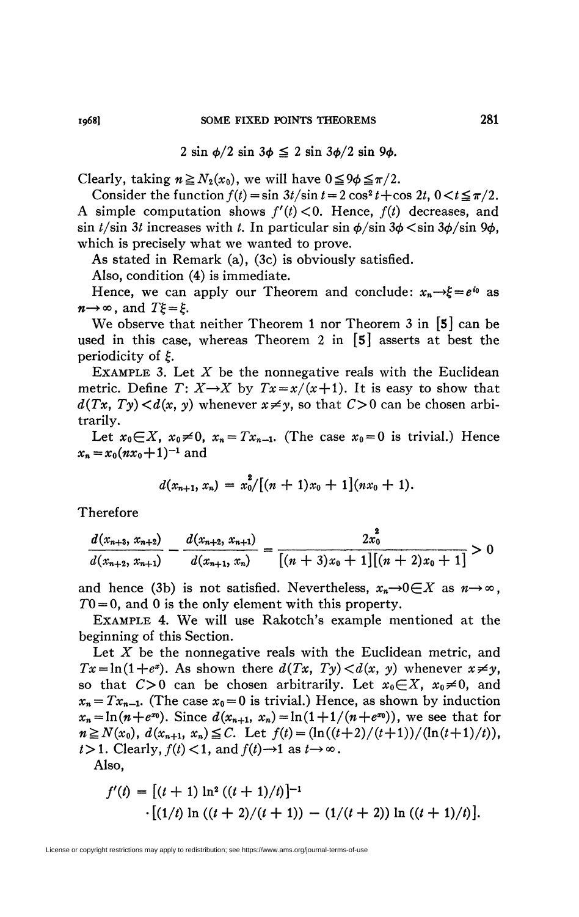$$2 \sin \phi/2 \sin 3\phi \leqq 2 \sin 3\phi/2 \sin 9\phi.$$

Clearly, taking $n \geqq N_2(x_0)$, we will have $0 \leqq 9\phi \leqq \pi/2$.

Consider the function $f(t) = \sin 3t/\sin t = 2 \cos^2 t + \cos 2t$, $0 < t \leqq \pi/2$. A simple computation shows $f'(t) < 0$. Hence, $f(t)$ decreases, and $\sin t/\sin 3t$ increases with $t$. In particular $\sin \phi/\sin 3\phi < \sin 3\phi/\sin 9\phi$, which is precisely what we wanted to prove.

As stated in Remark (a), (3c) is obviously satisfied.

Also, condition (4) is immediate.

Hence, we can apply our Theorem and conclude: $x_n \to \xi = e^{i0}$ as $n \to \infty$, and $T\xi = \xi$.

We observe that neither Theorem 1 nor Theorem 3 in [5] can be used in this case, whereas Theorem 2 in [5] asserts at best the periodicity of $\xi$.

Example 3. Let $X$ be the nonnegative reals with the Euclidean metric. Define $T: X \to X$ by $Tx = x/(x+1)$. It is easy to show that $d(Tx, Ty) < d(x, y)$ whenever $x \neq y$, so that $C > 0$ can be chosen arbitrarily.

Let $x_0 \in X$, $x_0 \neq 0$, $x_n = Tx_{n-1}$. (The case $x_0 = 0$ is trivial.) Hence $x_n = x_0(nx_0 + 1)^{-1}$ and

$$d(x_{n+1}, x_n) = x_0^2/[(n+1)x_0 + 1](nx_0 + 1).$$

Therefore

$$\frac{d(x_{n+3}, x_{n+2})}{d(x_{n+2}, x_{n+1})} - \frac{d(x_{n+2}, x_{n+1})}{d(x_{n+1}, x_n)} = \frac{2x_0^2}{[(n+3)x_0 + 1][(n+2)x_0 + 1]} > 0$$

and hence (3b) is not satisfied. Nevertheless, $x_n \to 0 \in X$ as $n \to \infty$, $T0 = 0$, and $0$ is the only element with this property.

Example 4. We will use Rakotch's example mentioned at the beginning of this Section.

Let $X$ be the nonnegative reals with the Euclidean metric, and $Tx = \ln(1 + e^x)$. As shown there $d(Tx, Ty) < d(x, y)$ whenever $x \neq y$, so that $C > 0$ can be chosen arbitrarily. Let $x_0 \in X$, $x_0 \neq 0$, and $x_n = Tx_{n-1}$. (The case $x_0 = 0$ is trivial.) Hence, as shown by induction $x_n = \ln(n + e^{x_0})$. Since $d(x_{n+1}, x_n) = \ln(1 + 1/(n + e^{x_0}))$, we see that for $n \geqq N(x_0)$, $d(x_{n+1}, x_n) \leqq C$. Let $f(t) = (\ln((t+2)/(t+1))/(\ln(t+1)/t))$, $t > 1$. Clearly, $f(t) < 1$, and $f(t) \to 1$ as $t \to \infty$.

Also,

$$f'(t) = [(t+1) \ln^2((t+1)/t)]^{-1} \cdot [(1/t) \ln((t+2)/(t+1)) - (1/(t+2)) \ln((t+1)/t)].$$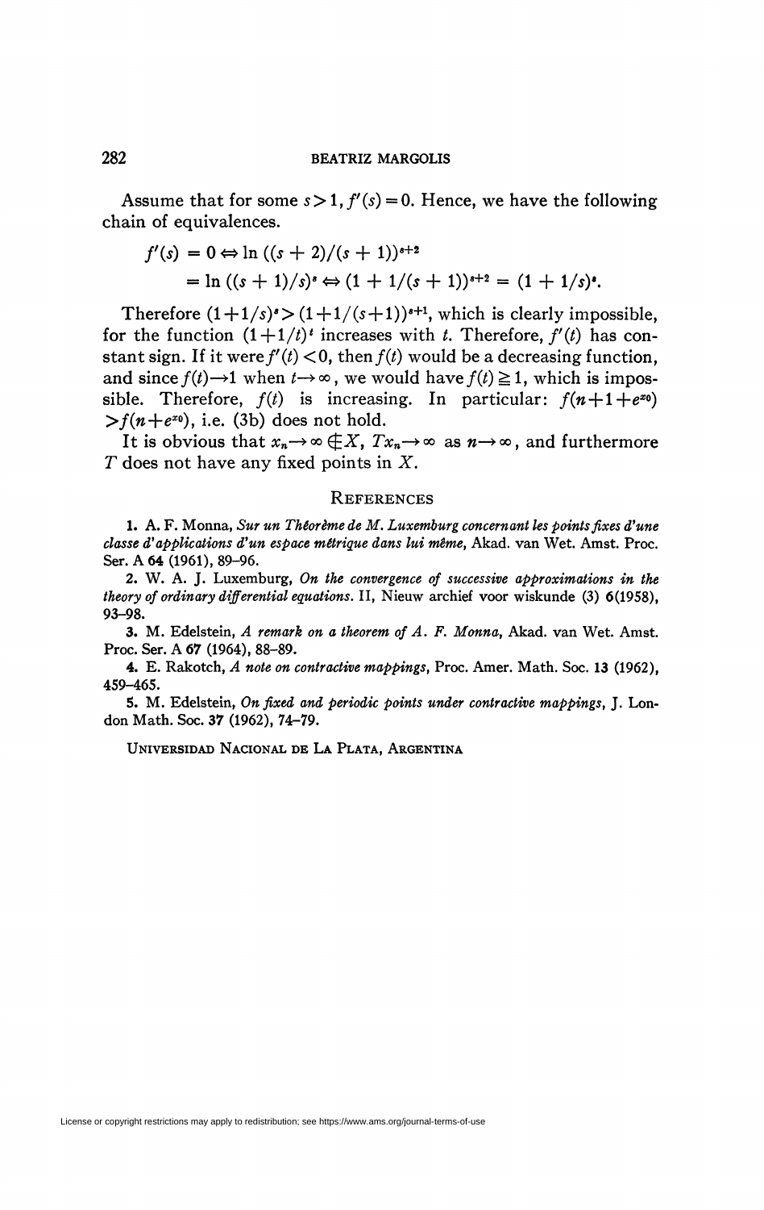Assume that for some $s>1, f'(s)=0$. Hence, we have the following chain of equivalences.

$$f'(s) = 0 \Leftrightarrow \ln((s+2)/(s+1))^{s+2}$$
$$= \ln((s+1)/s)^s \Leftrightarrow (1+1/(s+1))^{s+2} = (1+1/s)^s.$$

Therefore $(1+1/s)^s > (1+1/(s+1))^{s+1}$, which is clearly impossible, for the function $(1+1/t)^t$ increases with $t$. Therefore, $f'(t)$ has constant sign. If it were $f'(t)<0$, then $f(t)$ would be a decreasing function, and since $f(t)\to 1$ when $t\to\infty$, we would have $f(t)\geqq 1$, which is impossible. Therefore, $f(t)$ is increasing. In particular: $f(n+1+e^{x_0}) > f(n+e^{x_0})$, i.e. (3b) does not hold.

It is obvious that $x_n\to\infty \notin X$, $Tx_n\to\infty$ as $n\to\infty$, and furthermore $T$ does not have any fixed points in $X$.

## References

1. A. F. Monna, *Sur un Théorème de M. Luxemburg concernant les points fixes d'une classe d'applications d'un espace métrique dans lui même*, Akad. van Wet. Amst. Proc. Ser. A **64** (1961), 89–96.

2. W. A. J. Luxemburg, *On the convergence of successive approximations in the theory of ordinary differential equations*. II, Nieuw archief voor wiskunde (3) **6**(1958), 93–98.

3. M. Edelstein, *A remark on a theorem of A. F. Monna*, Akad. van Wet. Amst. Proc. Ser. A **67** (1964), 88–89.

4. E. Rakotch, *A note on contractive mappings*, Proc. Amer. Math. Soc. **13** (1962), 459–465.

5. M. Edelstein, *On fixed and periodic points under contractive mappings*, J. London Math. Soc. **37** (1962), 74–79.

Universidad Nacional de La Plata, Argentina